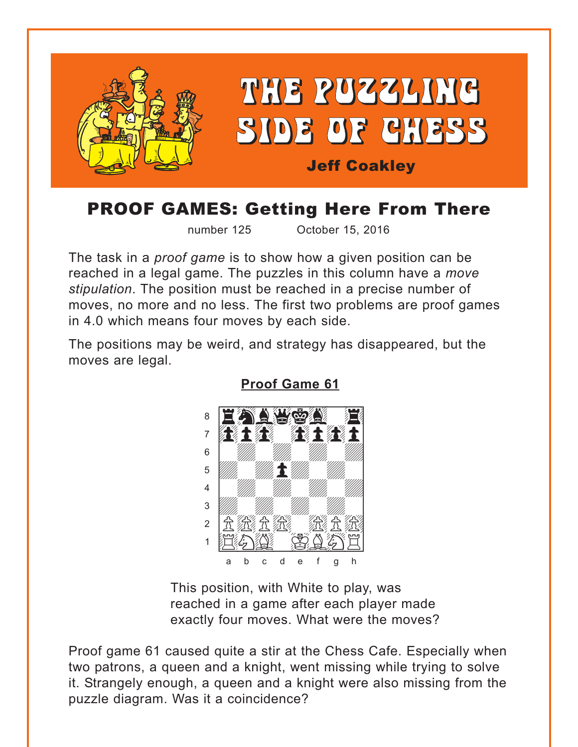# THE PUZZLING SIDE OF CHESS

**Jeff Coakley**

## PROOF GAMES: Getting Here From There

number 125 October 15, 2016

The task in a *proof game* is to show how a given position can be reached in a legal game. The puzzles in this column have a *move stipulation*. The position must be reached in a precise number of moves, no more and no less. The first two problems are proof games in 4.0 which means four moves by each side.

The positions may be weird, and strategy has disappeared, but the moves are legal.

### Proof Game 61

This position, with White to play, was reached in a game after each player made exactly four moves. What were the moves?

Proof game 61 caused quite a stir at the Chess Cafe. Especially when two patrons, a queen and a knight, went missing while trying to solve it. Strangely enough, a queen and a knight were also missing from the puzzle diagram. Was it a coincidence?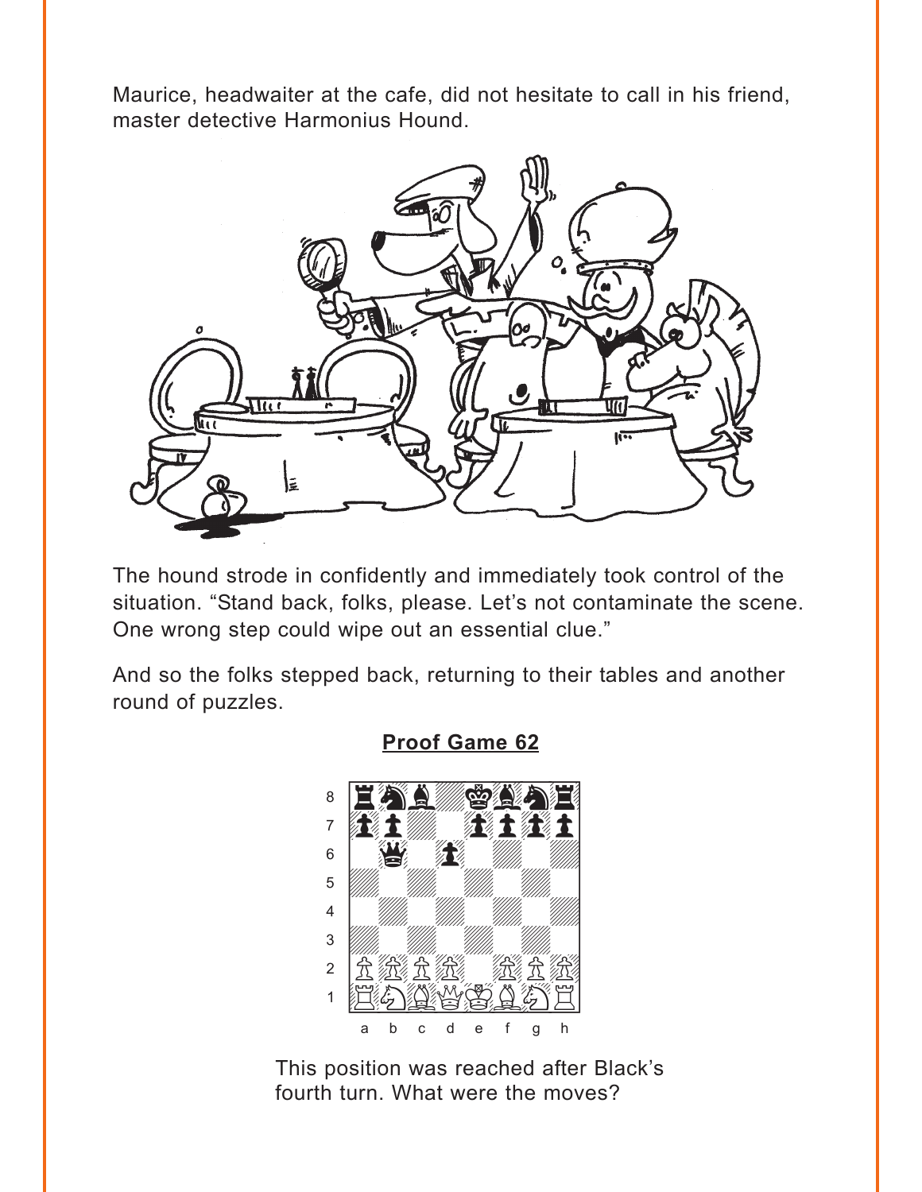Maurice, headwaiter at the cafe, did not hesitate to call in his friend, master detective Harmonius Hound.

The hound strode in confidently and immediately took control of the situation. “Stand back, folks, please. Let’s not contaminate the scene. One wrong step could wipe out an essential clue.”

And so the folks stepped back, returning to their tables and another round of puzzles.

## Proof Game 62

This position was reached after Black’s fourth turn. What were the moves?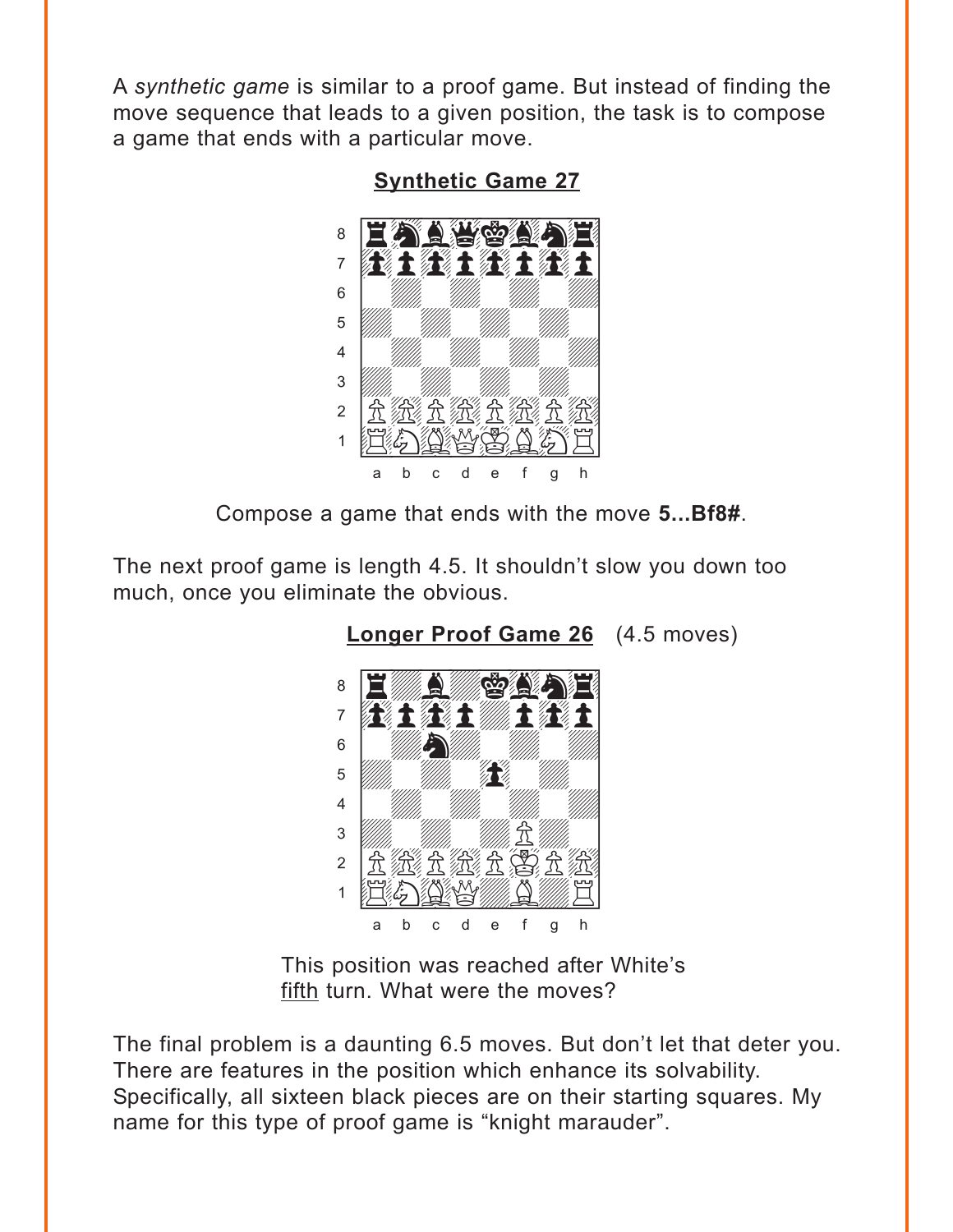A *synthetic game* is similar to a proof game. But instead of finding the move sequence that leads to a given position, the task is to compose a game that ends with a particular move.

## Synthetic Game 27

Compose a game that ends with the move **5...Bf8#**.

The next proof game is length 4.5. It shouldn't slow you down too much, once you eliminate the obvious.

## Longer Proof Game 26 (4.5 moves)

This position was reached after White's fifth turn. What were the moves?

The final problem is a daunting 6.5 moves. But don't let that deter you. There are features in the position which enhance its solvability. Specifically, all sixteen black pieces are on their starting squares. My name for this type of proof game is "knight marauder".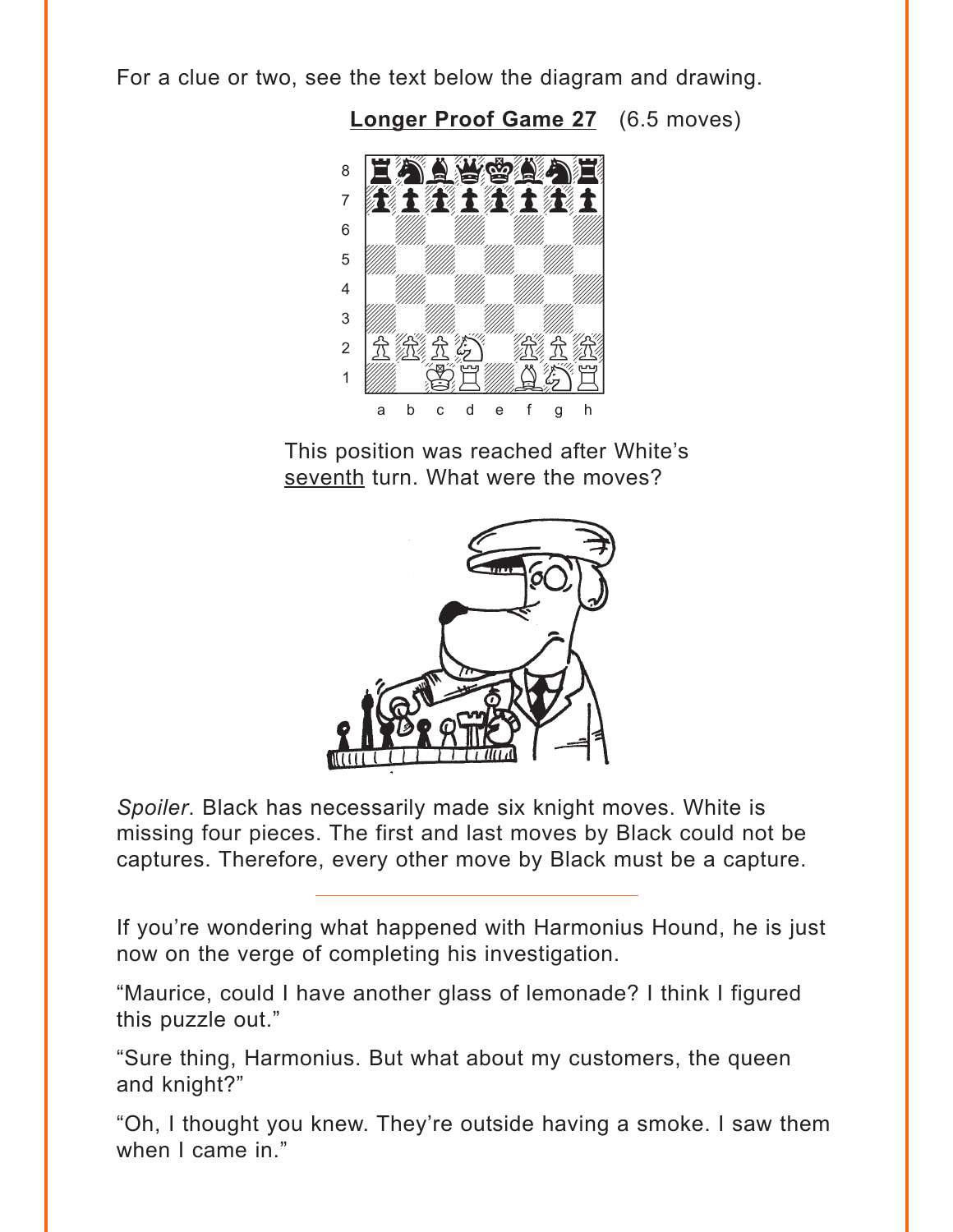For a clue or two, see the text below the diagram and drawing.

**Longer Proof Game 27** (6.5 moves)

This position was reached after White's seventh turn. What were the moves?

*Spoiler*. Black has necessarily made six knight moves. White is missing four pieces. The first and last moves by Black could not be captures. Therefore, every other move by Black must be a capture.

---

If you're wondering what happened with Harmonius Hound, he is just now on the verge of completing his investigation.

"Maurice, could I have another glass of lemonade? I think I figured this puzzle out."

"Sure thing, Harmonius. But what about my customers, the queen and knight?"

"Oh, I thought you knew. They're outside having a smoke. I saw them when I came in."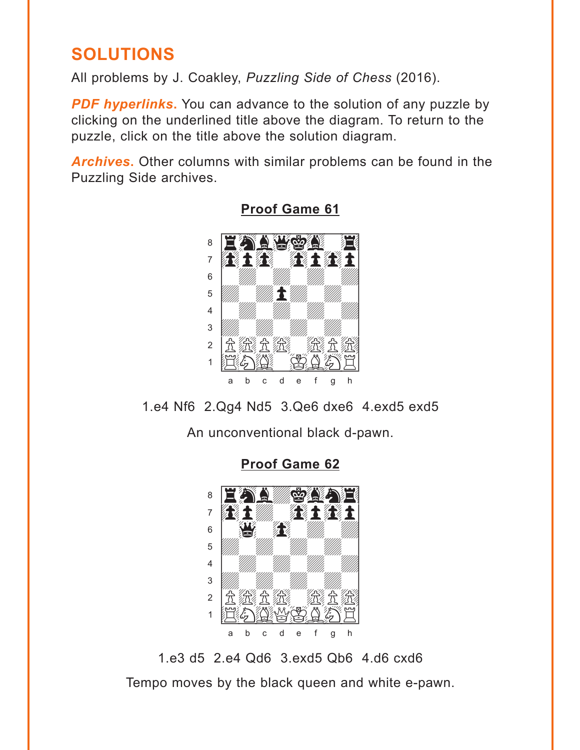## SOLUTIONS

All problems by J. Coakley, *Puzzling Side of Chess* (2016).

***PDF hyperlinks.*** You can advance to the solution of any puzzle by clicking on the underlined title above the diagram. To return to the puzzle, click on the title above the solution diagram.

***Archives.*** Other columns with similar problems can be found in the Puzzling Side archives.

**Proof Game 61**

1.e4 Nf6 2.Qg4 Nd5 3.Qe6 dxe6 4.exd5 exd5

An unconventional black d-pawn.

**Proof Game 62**

1.e3 d5 2.e4 Qd6 3.exd5 Qb6 4.d6 cxd6

Tempo moves by the black queen and white e-pawn.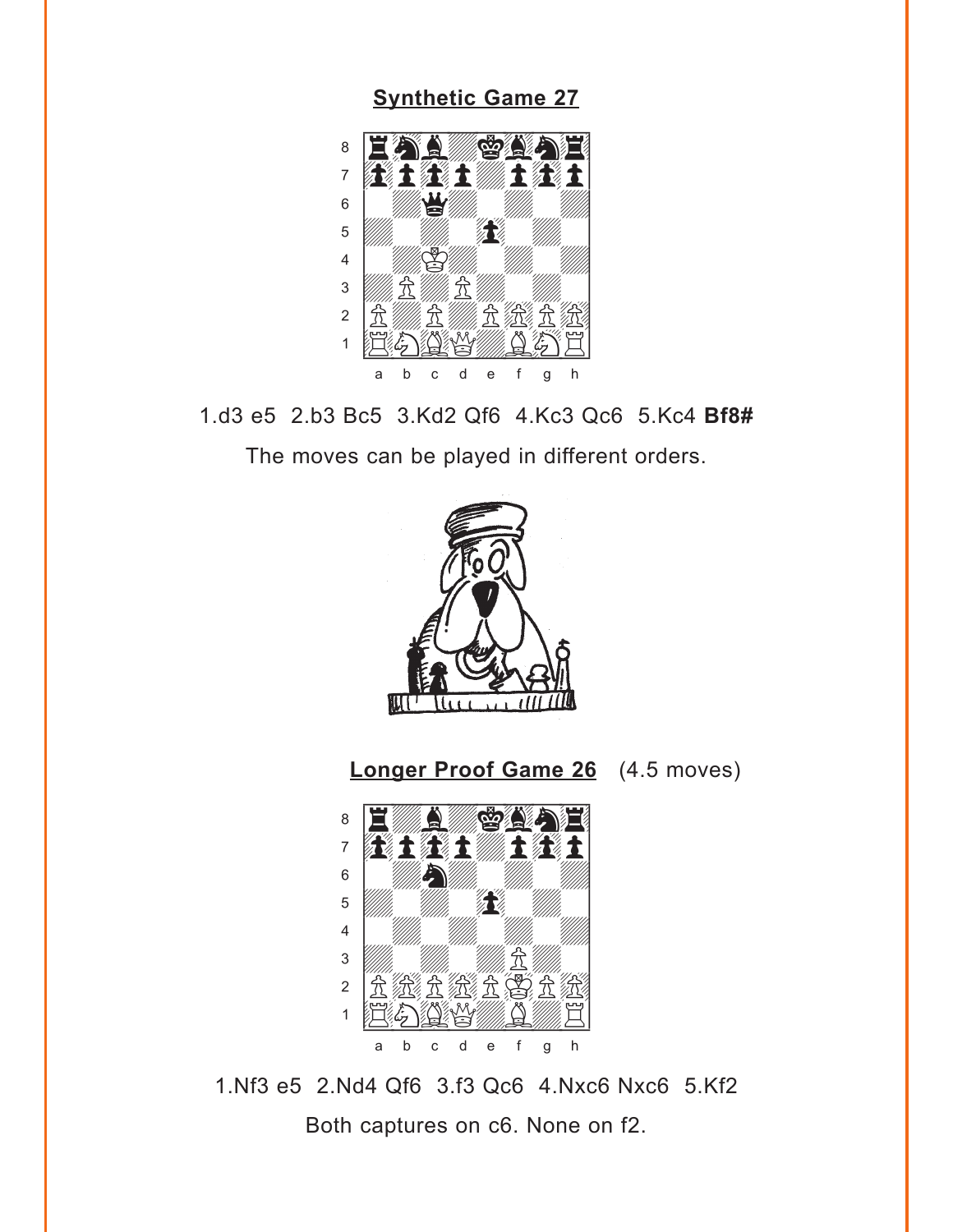## Synthetic Game 27

1.d3 e5 2.b3 Bc5 3.Kd2 Qf6 4.Kc3 Qc6 5.Kc4 **Bf8#**

The moves can be played in different orders.

## Longer Proof Game 26 (4.5 moves)

1.Nf3 e5 2.Nd4 Qf6 3.f3 Qc6 4.Nxc6 Nxc6 5.Kf2

Both captures on c6. None on f2.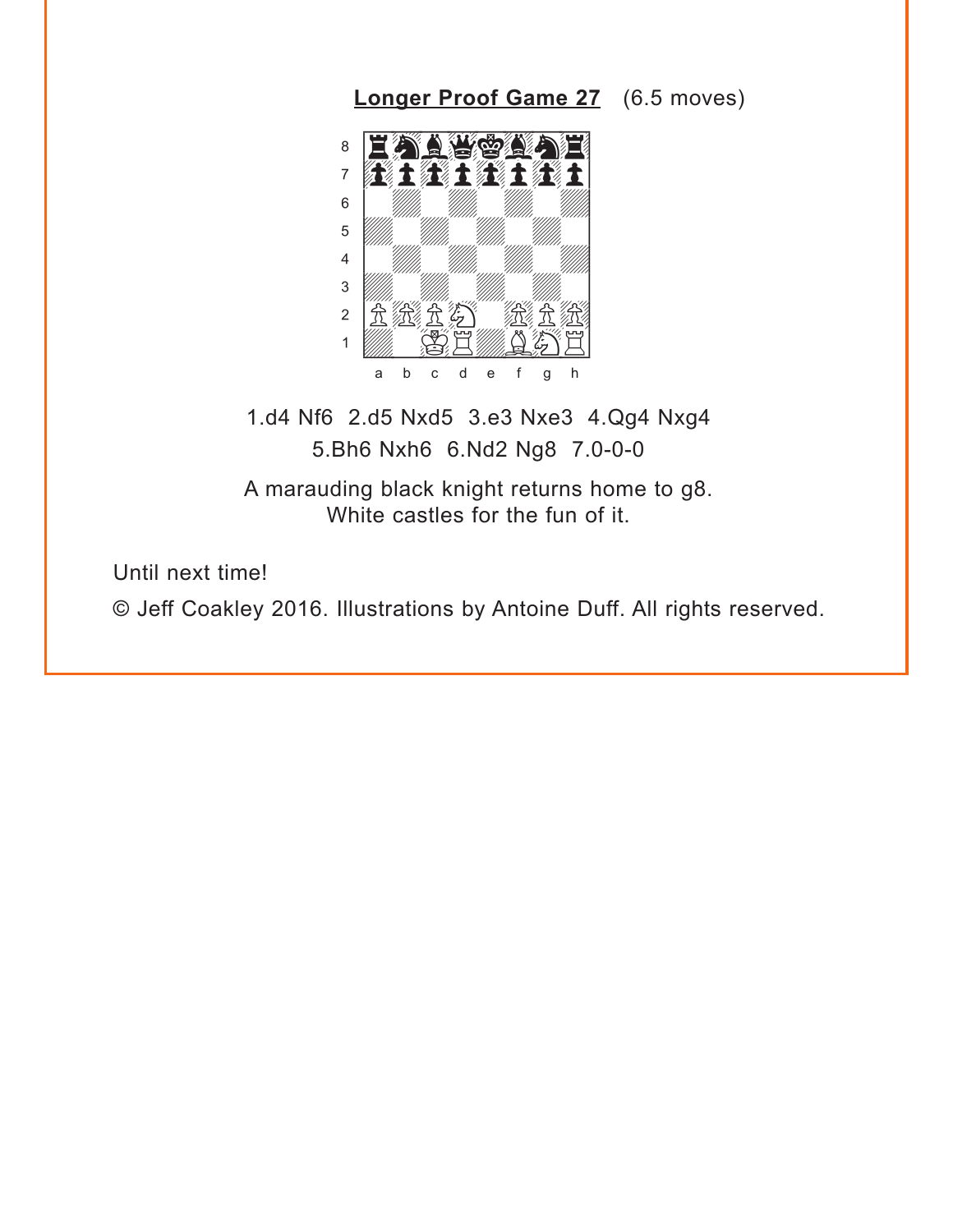**Longer Proof Game 27** (6.5 moves)

1.d4 Nf6 2.d5 Nxd5 3.e3 Nxe3 4.Qg4 Nxg4
5.Bh6 Nxh6 6.Nd2 Ng8 7.0-0-0

A marauding black knight returns home to g8.
White castles for the fun of it.

Until next time!

© Jeff Coakley 2016. Illustrations by Antoine Duff. All rights reserved.